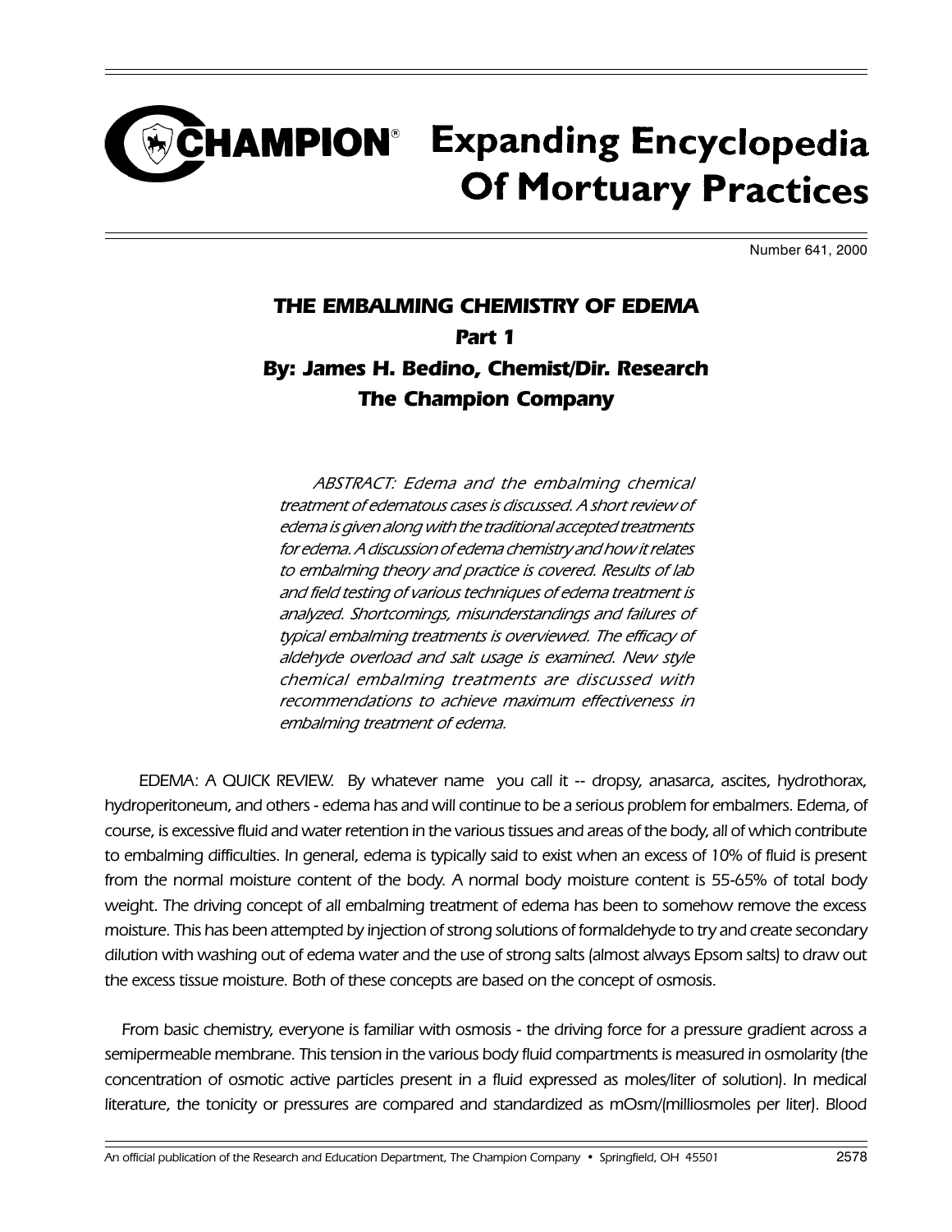# CHAMPION® Expanding Encyclopedia Of Mortuary Practices

Number 641, 2000

## THE EMBALMING CHEMISTRY OF EDEMA

### Part 1

### By: James H. Bedino, Chemist/Dir. Research The Champion Company

*ABSTRACT: Edema and the embalming chemical treatment of edematous cases is discussed. A short review of edema is given along with the traditional accepted treatments for edema. A discussion of edema chemistry and how it relates to embalming theory and practice is covered. Results of lab and field testing of various techniques of edema treatment is analyzed. Shortcomings, misunderstandings and failures of typical embalming treatments is overviewed. The efficacy of aldehyde overload and salt usage is examined. New style chemical embalming treatments are discussed with recommendations to achieve maximum effectiveness in embalming treatment of edema.*

EDEMA: A QUICK REVIEW. By whatever name you call it -- dropsy, anasarca, ascites, hydrothorax, hydroperitoneum, and others - edema has and will continue to be a serious problem for embalmers. Edema, of course, is excessive fluid and water retention in the various tissues and areas of the body, all of which contribute to embalming difficulties. In general, edema is typically said to exist when an excess of 10% of fluid is present from the normal moisture content of the body. A normal body moisture content is 55-65% of total body weight. The driving concept of all embalming treatment of edema has been to somehow remove the excess moisture. This has been attempted by injection of strong solutions of formaldehyde to try and create secondary dilution with washing out of edema water and the use of strong salts (almost always Epsom salts) to draw out the excess tissue moisture. Both of these concepts are based on the concept of osmosis.

From basic chemistry, everyone is familiar with osmosis - the driving force for a pressure gradient across a semipermeable membrane. This tension in the various body fluid compartments is measured in osmolarity (the concentration of osmotic active particles present in a fluid expressed as moles/liter of solution). In medical literature, the tonicity or pressures are compared and standardized as mOsm/(milliosmoles per liter). Blood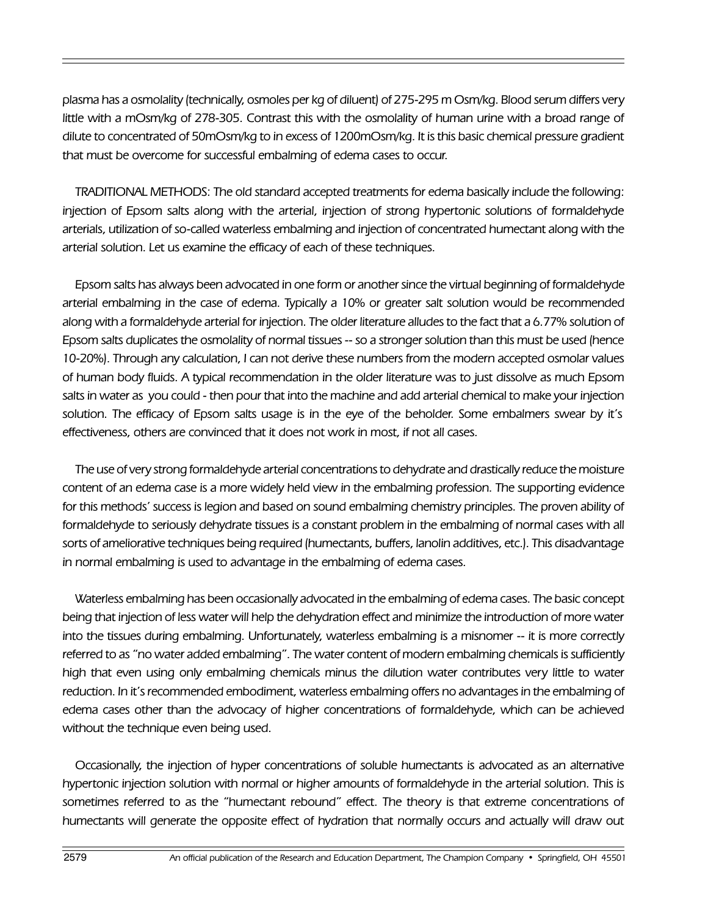*plasma has a osmolality (technically, osmoles per kg of diluent) of 275-295 m Osm/kg. Blood serum differs very little with a mOsm/kg of 278-305. Contrast this with the osmolality of human urine with a broad range of dilute to concentrated of 50mOsm/kg to in excess of 1200mOsm/kg. It is this basic chemical pressure gradient that must be overcome for successful embalming of edema cases to occur.*

*TRADITIONAL METHODS: The old standard accepted treatments for edema basically include the following: injection of Epsom salts along with the arterial, injection of strong hypertonic solutions of formaldehyde arterials, utilization of so-called waterless embalming and injection of concentrated humectant along with the arterial solution. Let us examine the efficacy of each of these techniques.*

*Epsom salts has always been advocated in one form or another since the virtual beginning of formaldehyde arterial embalming in the case of edema. Typically a 10% or greater salt solution would be recommended along with a formaldehyde arterial for injection. The older literature alludes to the fact that a 6.77% solution of Epsom salts duplicates the osmolality of normal tissues -- so a stronger solution than this must be used (hence 10-20%). Through any calculation, I can not derive these numbers from the modern accepted osmolar values of human body fluids. A typical recommendation in the older literature was to just dissolve as much Epsom salts in water as you could - then pour that into the machine and add arterial chemical to make your injection solution. The efficacy of Epsom salts usage is in the eye of the beholder. Some embalmers swear by it's effectiveness, others are convinced that it does not work in most, if not all cases.*

*The use of very strong formaldehyde arterial concentrations to dehydrate and drastically reduce the moisture content of an edema case is a more widely held view in the embalming profession. The supporting evidence for this methods' success is legion and based on sound embalming chemistry principles. The proven ability of formaldehyde to seriously dehydrate tissues is a constant problem in the embalming of normal cases with all sorts of ameliorative techniques being required (humectants, buffers, lanolin additives, etc.). This disadvantage in normal embalming is used to advantage in the embalming of edema cases.*

*Waterless embalming has been occasionally advocated in the embalming of edema cases. The basic concept being that injection of less water will help the dehydration effect and minimize the introduction of more water into the tissues during embalming. Unfortunately, waterless embalming is a misnomer -- it is more correctly referred to as "no water added embalming". The water content of modern embalming chemicals is sufficiently high that even using only embalming chemicals minus the dilution water contributes very little to water reduction. In it's recommended embodiment, waterless embalming offers no advantages in the embalming of edema cases other than the advocacy of higher concentrations of formaldehyde, which can be achieved without the technique even being used.*

*Occasionally, the injection of hyper concentrations of soluble humectants is advocated as an alternative hypertonic injection solution with normal or higher amounts of formaldehyde in the arterial solution. This is sometimes referred to as the "humectant rebound" effect. The theory is that extreme concentrations of humectants will generate the opposite effect of hydration that normally occurs and actually will draw out*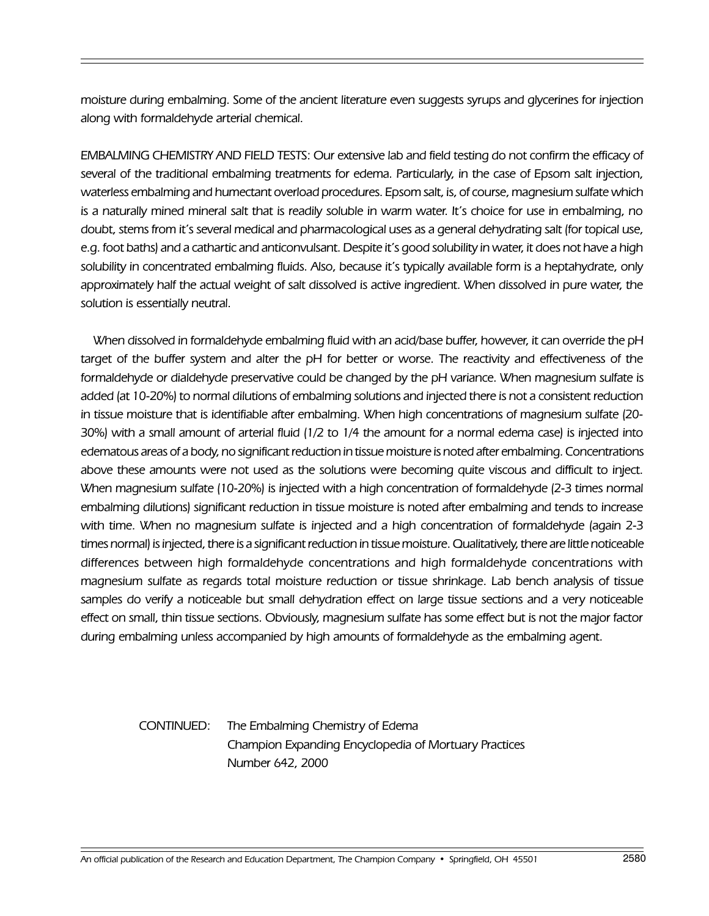moisture during embalming. Some of the ancient literature even suggests syrups and glycerines for injection along with formaldehyde arterial chemical.

EMBALMING CHEMISTRY AND FIELD TESTS: Our extensive lab and field testing do not confirm the efficacy of several of the traditional embalming treatments for edema. Particularly, in the case of Epsom salt injection, waterless embalming and humectant overload procedures. Epsom salt, is, of course, magnesium sulfate which is a naturally mined mineral salt that is readily soluble in warm water. It's choice for use in embalming, no doubt, stems from it's several medical and pharmacological uses as a general dehydrating salt (for topical use, e.g. foot baths) and a cathartic and anticonvulsant. Despite it's good solubility in water, it does not have a high solubility in concentrated embalming fluids. Also, because it's typically available form is a heptahydrate, only approximately half the actual weight of salt dissolved is active ingredient. When dissolved in pure water, the solution is essentially neutral.

When dissolved in formaldehyde embalming fluid with an acid/base buffer, however, it can override the pH target of the buffer system and alter the pH for better or worse. The reactivity and effectiveness of the formaldehyde or dialdehyde preservative could be changed by the pH variance. When magnesium sulfate is added (at 10-20%) to normal dilutions of embalming solutions and injected there is not a consistent reduction in tissue moisture that is identifiable after embalming. When high concentrations of magnesium sulfate (20-30%) with a small amount of arterial fluid (1/2 to 1/4 the amount for a normal edema case) is injected into edematous areas of a body, no significant reduction in tissue moisture is noted after embalming. Concentrations above these amounts were not used as the solutions were becoming quite viscous and difficult to inject. When magnesium sulfate (10-20%) is injected with a high concentration of formaldehyde (2-3 times normal embalming dilutions) significant reduction in tissue moisture is noted after embalming and tends to increase with time. When no magnesium sulfate is injected and a high concentration of formaldehyde (again 2-3 times normal) is injected, there is a significant reduction in tissue moisture. Qualitatively, there are little noticeable differences between high formaldehyde concentrations and high formaldehyde concentrations with magnesium sulfate as regards total moisture reduction or tissue shrinkage. Lab bench analysis of tissue samples do verify a noticeable but small dehydration effect on large tissue sections and a very noticeable effect on small, thin tissue sections. Obviously, magnesium sulfate has some effect but is not the major factor during embalming unless accompanied by high amounts of formaldehyde as the embalming agent.

CONTINUED: The Embalming Chemistry of Edema
Champion Expanding Encyclopedia of Mortuary Practices
Number 642, 2000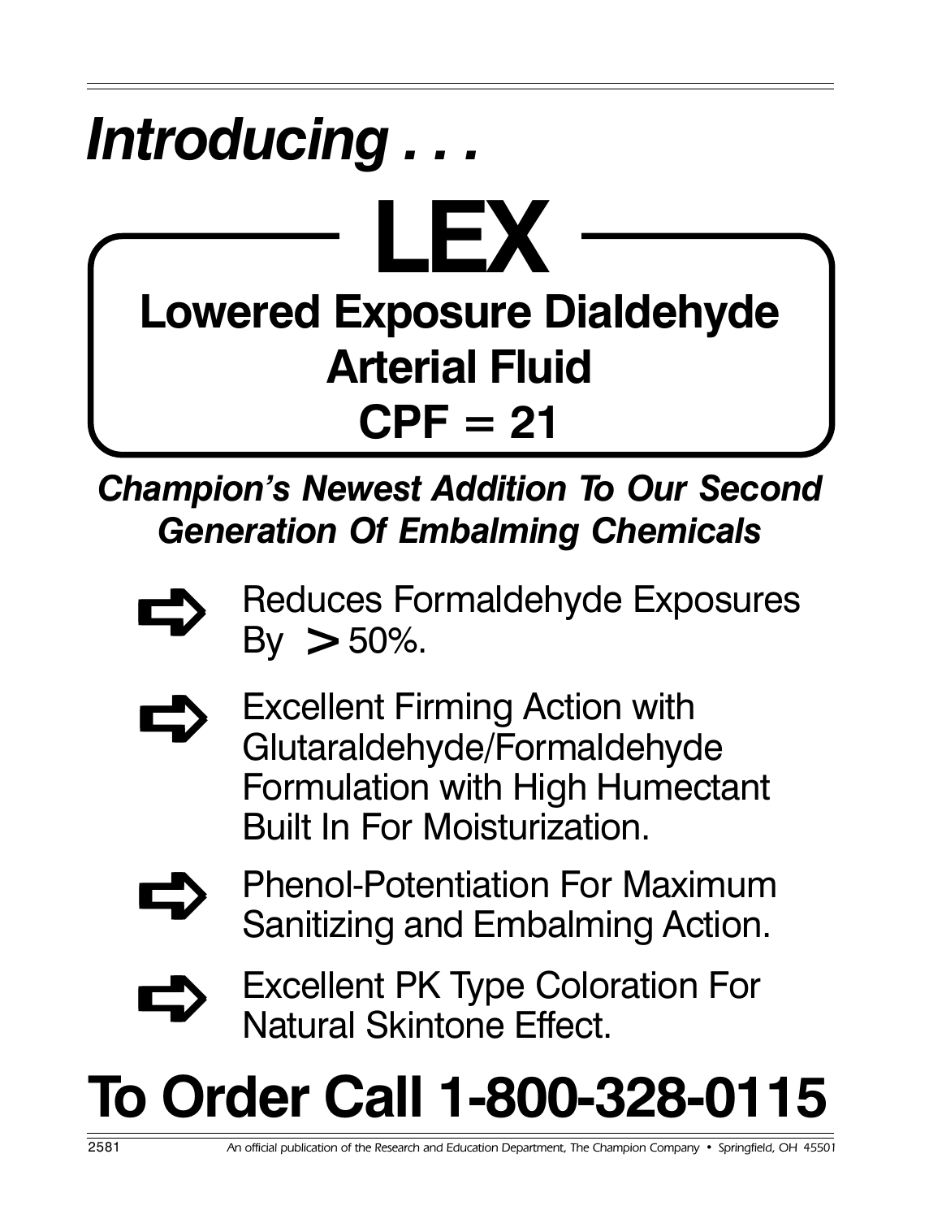# *Introducing . . .*

# LEX

## Lowered Exposure Dialdehyde Arterial Fluid

## CPF = 21

***Champion's Newest Addition To Our Second Generation Of Embalming Chemicals***

- Reduces Formaldehyde Exposures By > 50%.
- Excellent Firming Action with Glutaraldehyde/Formaldehyde Formulation with High Humectant Built In For Moisturization.
- Phenol-Potentiation For Maximum Sanitizing and Embalming Action.
- Excellent PK Type Coloration For Natural Skintone Effect.

# To Order Call 1-800-328-0115

2581 *An official publication of the Research and Education Department, The Champion Company • Springfield, OH 45501*